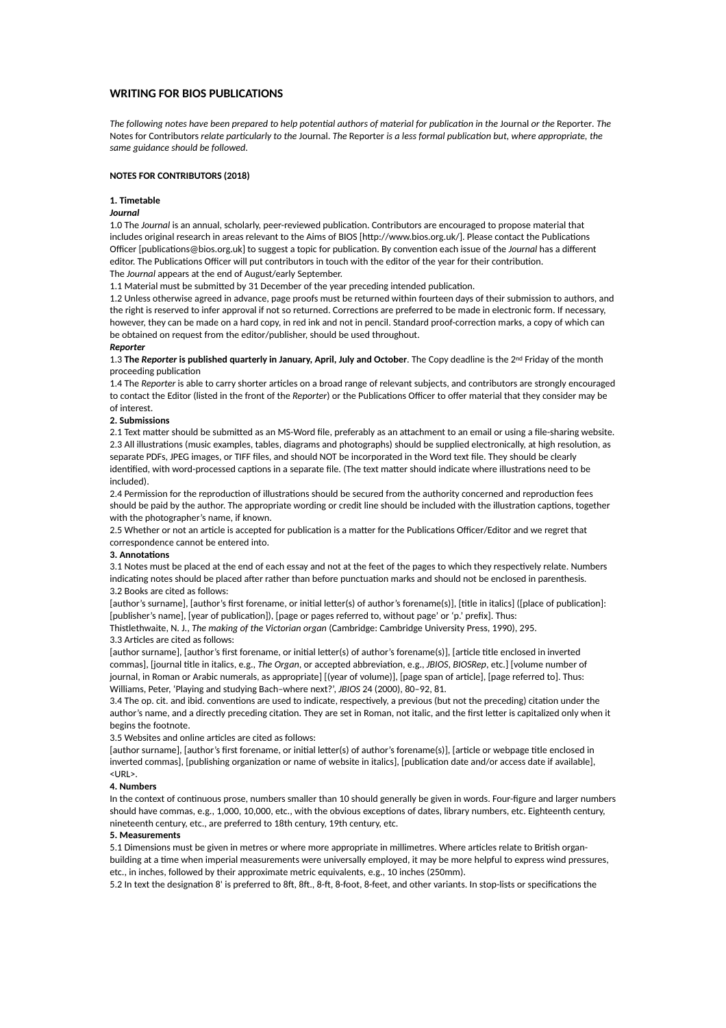# WRITING FOR BIOS PUBLICATIONS

*The following notes have been prepared to help potential authors of material for publication in the* Journal *or the* Reporter. *The* Notes for Contributors *relate particularly to the* Journal. *The* Reporter *is a less formal publication but, where appropriate, the same guidance should be followed.*

## NOTES FOR CONTRIBUTORS (2018)

### 1. Timetable

***Journal***

1.0 The *Journal* is an annual, scholarly, peer-reviewed publication. Contributors are encouraged to propose material that includes original research in areas relevant to the Aims of BIOS [http://www.bios.org.uk/]. Please contact the Publications Officer [publications@bios.org.uk] to suggest a topic for publication. By convention each issue of the *Journal* has a different editor. The Publications Officer will put contributors in touch with the editor of the year for their contribution.
The *Journal* appears at the end of August/early September.

1.1 Material must be submitted by 31 December of the year preceding intended publication.

1.2 Unless otherwise agreed in advance, page proofs must be returned within fourteen days of their submission to authors, and the right is reserved to infer approval if not so returned. Corrections are preferred to be made in electronic form. If necessary, however, they can be made on a hard copy, in red ink and not in pencil. Standard proof-correction marks, a copy of which can be obtained on request from the editor/publisher, should be used throughout.

***Reporter***

1.3 **The *Reporter* is published quarterly in January, April, July and October**. The Copy deadline is the 2nd Friday of the month proceeding publication

1.4 The *Reporter* is able to carry shorter articles on a broad range of relevant subjects, and contributors are strongly encouraged to contact the Editor (listed in the front of the *Reporter*) or the Publications Officer to offer material that they consider may be of interest.

### 2. Submissions

2.1 Text matter should be submitted as an MS-Word file, preferably as an attachment to an email or using a file-sharing website.

2.3 All illustrations (music examples, tables, diagrams and photographs) should be supplied electronically, at high resolution, as separate PDFs, JPEG images, or TIFF files, and should NOT be incorporated in the Word text file. They should be clearly identified, with word-processed captions in a separate file. (The text matter should indicate where illustrations need to be included).

2.4 Permission for the reproduction of illustrations should be secured from the authority concerned and reproduction fees should be paid by the author. The appropriate wording or credit line should be included with the illustration captions, together with the photographer's name, if known.

2.5 Whether or not an article is accepted for publication is a matter for the Publications Officer/Editor and we regret that correspondence cannot be entered into.

### 3. Annotations

3.1 Notes must be placed at the end of each essay and not at the feet of the pages to which they respectively relate. Numbers indicating notes should be placed after rather than before punctuation marks and should not be enclosed in parenthesis.

3.2 Books are cited as follows:
[author's surname], [author's first forename, or initial letter(s) of author's forename(s)], [title in italics] ([place of publication]: [publisher's name], [year of publication]), [page or pages referred to, without page' or 'p.' prefix]. Thus:
Thistlethwaite, N. J., *The making of the Victorian organ* (Cambridge: Cambridge University Press, 1990), 295.

3.3 Articles are cited as follows:
[author surname], [author's first forename, or initial letter(s) of author's forename(s)], [article title enclosed in inverted commas], [journal title in italics, e.g., *The Organ*, or accepted abbreviation, e.g., *JBIOS*, *BIOSRep*, etc.] [volume number of journal, in Roman or Arabic numerals, as appropriate] [(year of volume)], [page span of article], [page referred to]. Thus:
Williams, Peter, 'Playing and studying Bach–where next?', *JBIOS* 24 (2000), 80–92, 81.

3.4 The op. cit. and ibid. conventions are used to indicate, respectively, a previous (but not the preceding) citation under the author's name, and a directly preceding citation. They are set in Roman, not italic, and the first letter is capitalized only when it begins the footnote.

3.5 Websites and online articles are cited as follows:
[author surname], [author's first forename, or initial letter(s) of author's forename(s)], [article or webpage title enclosed in inverted commas], [publishing organization or name of website in italics], [publication date and/or access date if available], <URL>.

### 4. Numbers

In the context of continuous prose, numbers smaller than 10 should generally be given in words. Four-figure and larger numbers should have commas, e.g., 1,000, 10,000, etc., with the obvious exceptions of dates, library numbers, etc. Eighteenth century, nineteenth century, etc., are preferred to 18th century, 19th century, etc.

### 5. Measurements

5.1 Dimensions must be given in metres or where more appropriate in millimetres. Where articles relate to British organ-building at a time when imperial measurements were universally employed, it may be more helpful to express wind pressures, etc., in inches, followed by their approximate metric equivalents, e.g., 10 inches (250mm).

5.2 In text the designation 8' is preferred to 8ft, 8ft., 8-ft, 8-foot, 8-feet, and other variants. In stop-lists or specifications the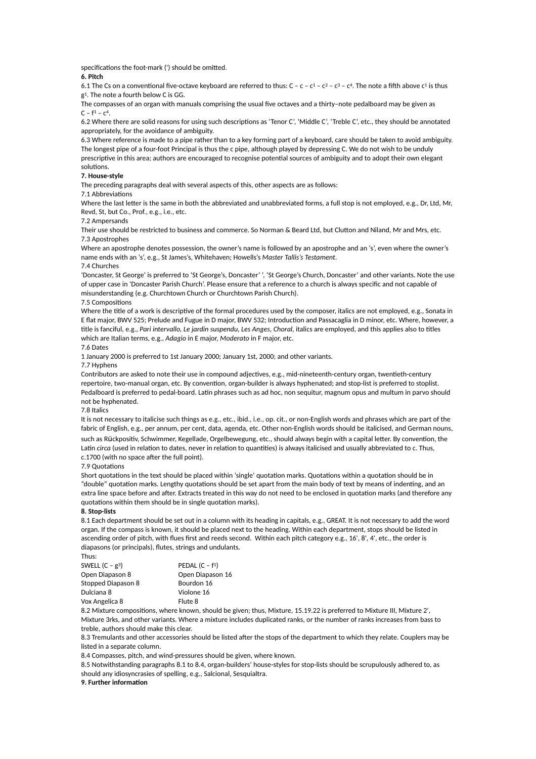specifications the foot-mark (') should be omitted.

**6. Pitch**

6.1 The Cs on a conventional five-octave keyboard are referred to thus: C – c – $c^1$ – $c^2$ – $c^3$ – $c^4$. The note a fifth above $c^1$ is thus $g^1$. The note a fourth below C is GG.

The compasses of an organ with manuals comprising the usual five octaves and a thirty–note pedalboard may be given as C – $f^1$ – $c^4$.

6.2 Where there are solid reasons for using such descriptions as 'Tenor C', 'Middle C', 'Treble C', etc., they should be annotated appropriately, for the avoidance of ambiguity.

6.3 Where reference is made to a pipe rather than to a key forming part of a keyboard, care should be taken to avoid ambiguity. The longest pipe of a four-foot Principal is thus the c pipe, although played by depressing C. We do not wish to be unduly prescriptive in this area; authors are encouraged to recognise potential sources of ambiguity and to adopt their own elegant solutions.

**7. House-style**

The preceding paragraphs deal with several aspects of this, other aspects are as follows:

7.1 Abbreviations

Where the last letter is the same in both the abbreviated and unabbreviated forms, a full stop is not employed, e.g., Dr, Ltd, Mr, Revd, St, but Co., Prof., e.g., i.e., etc.

7.2 Ampersands

Their use should be restricted to business and commerce. So Norman & Beard Ltd, but Clutton and Niland, Mr and Mrs, etc.

7.3 Apostrophes

Where an apostrophe denotes possession, the owner's name is followed by an apostrophe and an 's', even where the owner's name ends with an 's', e.g., St James's, Whitehaven; Howells's *Master Tallis's Testament*.

7.4 Churches

'Doncaster, St George' is preferred to 'St George's, Doncaster' ', 'St George's Church, Doncaster' and other variants. Note the use of upper case in 'Doncaster Parish Church'. Please ensure that a reference to a church is always specific and not capable of misunderstanding (e.g. Churchtown Church or Churchtown Parish Church).

7.5 Compositions

Where the title of a work is descriptive of the formal procedures used by the composer, italics are not employed, e.g., Sonata in E flat major, BWV 525; Prelude and Fugue in D major, BWV 532; Introduction and Passacaglia in D minor, etc. Where, however, a title is fanciful, e.g., *Pari intervallo*, *Le jardin suspendu*, *Les Anges*, *Choral*, italics are employed, and this applies also to titles which are Italian terms, e.g., *Adagio* in E major, *Moderato* in F major, etc.

7.6 Dates

1 January 2000 is preferred to 1st January 2000; January 1st, 2000; and other variants.

7.7 Hyphens

Contributors are asked to note their use in compound adjectives, e.g., mid-nineteenth-century organ, twentieth-century repertoire, two-manual organ, etc. By convention, organ-builder is always hyphenated; and stop-list is preferred to stoplist. Pedalboard is preferred to pedal-board. Latin phrases such as ad hoc, non sequitur, magnum opus and multum in parvo should not be hyphenated.

7.8 Italics

It is not necessary to italicise such things as e.g., etc., ibid., i.e., op. cit., or non-English words and phrases which are part of the fabric of English, e.g., per annum, per cent, data, agenda, etc. Other non-English words should be italicised, and German nouns, such as Rückpositiv, Schwimmer, Kegellade, Orgelbewegung, etc., should always begin with a capital letter. By convention, the Latin *circa* (used in relation to dates, never in relation to quantities) is always italicised and usually abbreviated to c. Thus, *c*.1700 (with no space after the full point).

7.9 Quotations

Short quotations in the text should be placed within 'single' quotation marks. Quotations within a quotation should be in "double" quotation marks. Lengthy quotations should be set apart from the main body of text by means of indenting, and an extra line space before and after. Extracts treated in this way do not need to be enclosed in quotation marks (and therefore any quotations within them should be in single quotation marks).

**8. Stop-lists**

8.1 Each department should be set out in a column with its heading in capitals, e.g., GREAT. It is not necessary to add the word organ. If the compass is known, it should be placed next to the heading. Within each department, stops should be listed in ascending order of pitch, with flues first and reeds second. Within each pitch category e.g., 16', 8', 4', etc., the order is diapasons (or principals), flutes, strings and undulants.

Thus:

| SWELL (C – $g^3$) | PEDAL (C – $f^1$) |
|---|---|
| Open Diapason 8 | Open Diapason 16 |
| Stopped Diapason 8 | Bourdon 16 |
| Dulciana 8 | Violone 16 |
| Vox Angelica 8 | Flute 8 |

8.2 Mixture compositions, where known, should be given; thus, Mixture, 15.19.22 is preferred to Mixture III, Mixture 2', Mixture 3rks, and other variants. Where a mixture includes duplicated ranks, or the number of ranks increases from bass to treble, authors should make this clear.

8.3 Tremulants and other accessories should be listed after the stops of the department to which they relate. Couplers may be listed in a separate column.

8.4 Compasses, pitch, and wind-pressures should be given, where known.

8.5 Notwithstanding paragraphs 8.1 to 8.4, organ-builders' house-styles for stop-lists should be scrupulously adhered to, as should any idiosyncrasies of spelling, e.g., Salcional, Sesquialtra.

**9. Further information**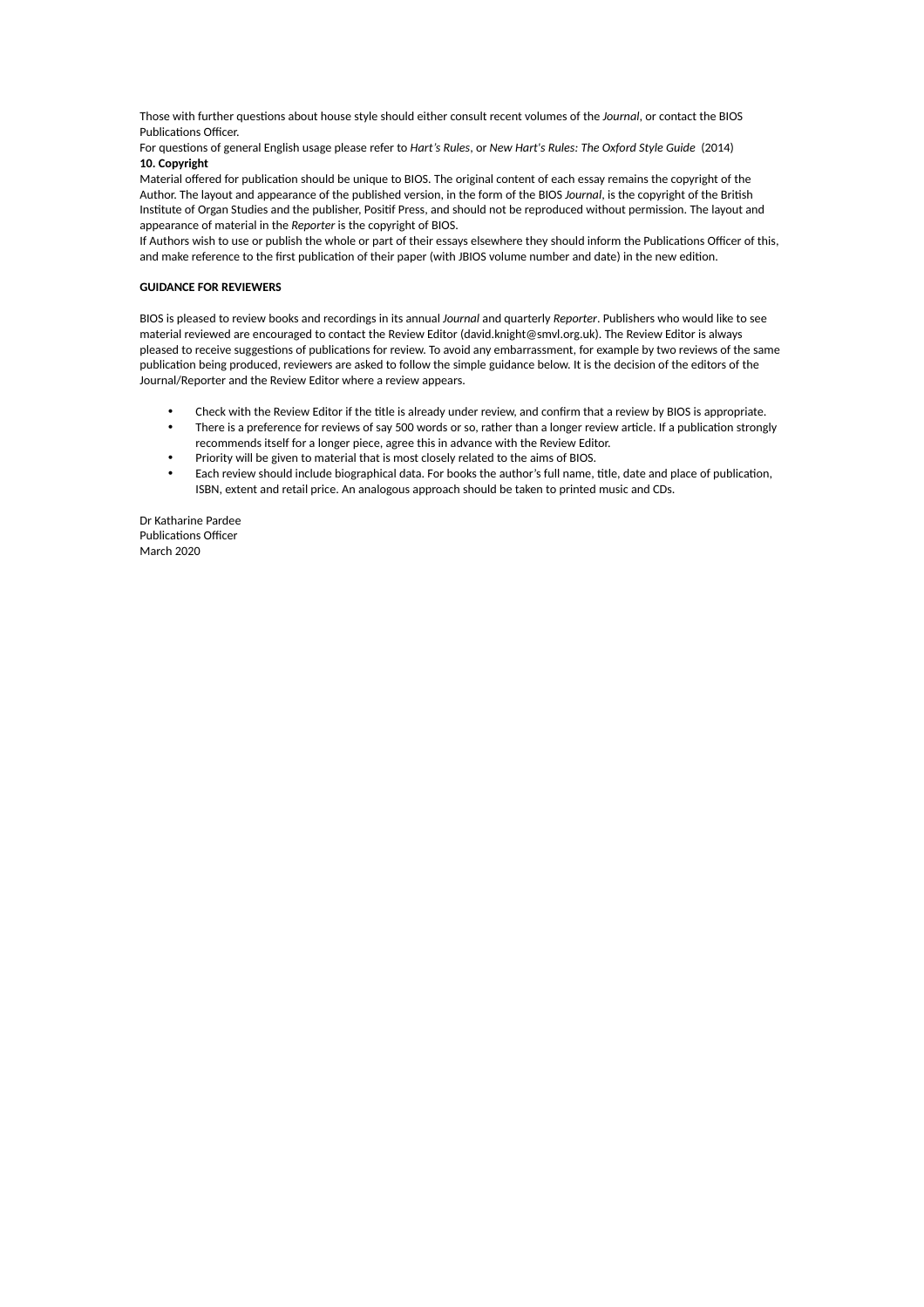Those with further questions about house style should either consult recent volumes of the *Journal*, or contact the BIOS Publications Officer.
For questions of general English usage please refer to *Hart's Rules*, or *New Hart's Rules: The Oxford Style Guide* (2014)

**10. Copyright**

Material offered for publication should be unique to BIOS. The original content of each essay remains the copyright of the Author. The layout and appearance of the published version, in the form of the BIOS *Journal*, is the copyright of the British Institute of Organ Studies and the publisher, Positif Press, and should not be reproduced without permission. The layout and appearance of material in the *Reporter* is the copyright of BIOS.
If Authors wish to use or publish the whole or part of their essays elsewhere they should inform the Publications Officer of this, and make reference to the first publication of their paper (with JBIOS volume number and date) in the new edition.

**GUIDANCE FOR REVIEWERS**

BIOS is pleased to review books and recordings in its annual *Journal* and quarterly *Reporter*. Publishers who would like to see material reviewed are encouraged to contact the Review Editor (david.knight@smvl.org.uk). The Review Editor is always pleased to receive suggestions of publications for review. To avoid any embarrassment, for example by two reviews of the same publication being produced, reviewers are asked to follow the simple guidance below. It is the decision of the editors of the Journal/Reporter and the Review Editor where a review appears.

- Check with the Review Editor if the title is already under review, and confirm that a review by BIOS is appropriate.
- There is a preference for reviews of say 500 words or so, rather than a longer review article. If a publication strongly recommends itself for a longer piece, agree this in advance with the Review Editor.
- Priority will be given to material that is most closely related to the aims of BIOS.
- Each review should include biographical data. For books the author's full name, title, date and place of publication, ISBN, extent and retail price. An analogous approach should be taken to printed music and CDs.

Dr Katharine Pardee
Publications Officer
March 2020